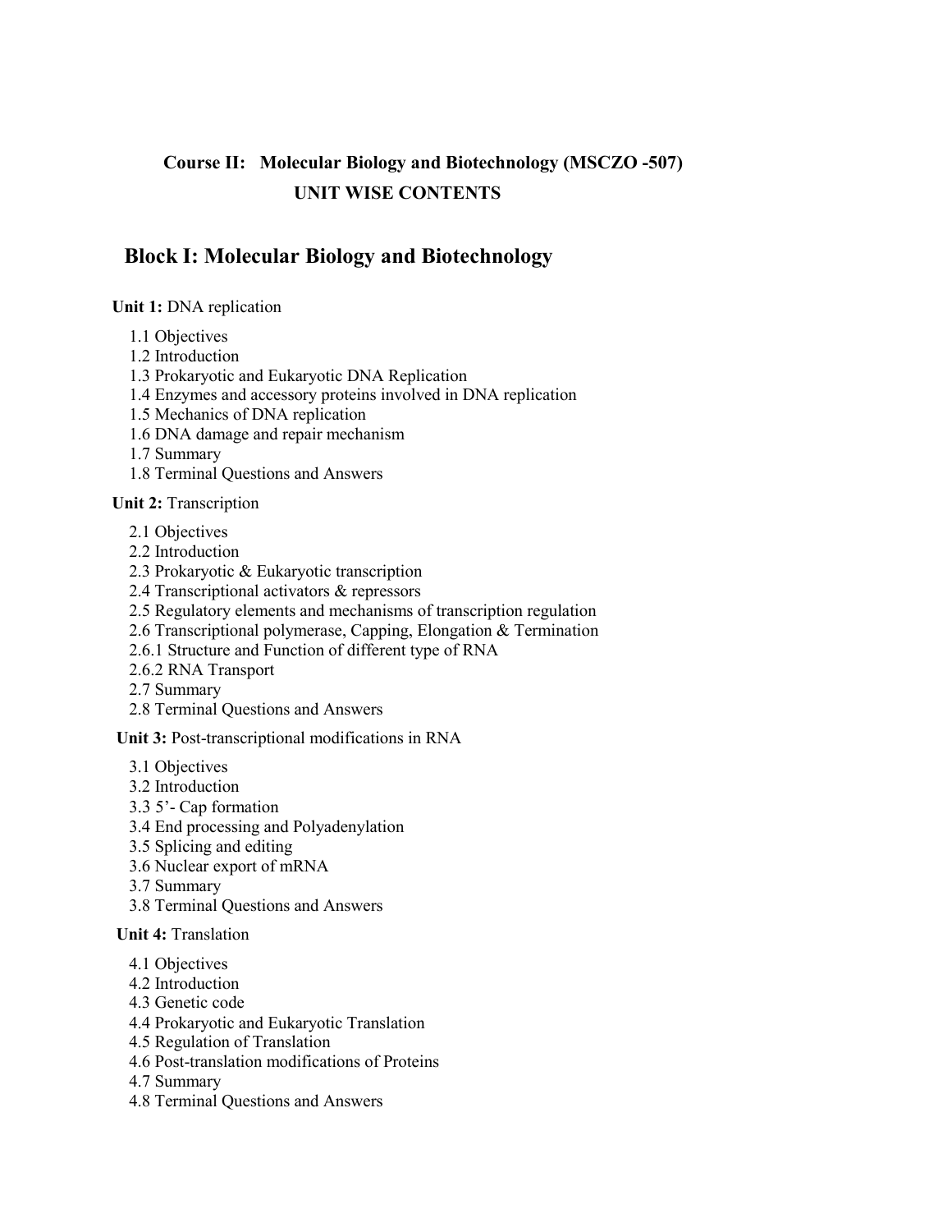**Course II: Molecular Biology and Biotechnology (MSCZO -507)**

**UNIT WISE CONTENTS**

## Block I: Molecular Biology and Biotechnology

**Unit 1:** DNA replication

- 1.1 Objectives
- 1.2 Introduction
- 1.3 Prokaryotic and Eukaryotic DNA Replication
- 1.4 Enzymes and accessory proteins involved in DNA replication
- 1.5 Mechanics of DNA replication
- 1.6 DNA damage and repair mechanism
- 1.7 Summary
- 1.8 Terminal Questions and Answers

**Unit 2:** Transcription

- 2.1 Objectives
- 2.2 Introduction
- 2.3 Prokaryotic & Eukaryotic transcription
- 2.4 Transcriptional activators & repressors
- 2.5 Regulatory elements and mechanisms of transcription regulation
- 2.6 Transcriptional polymerase, Capping, Elongation & Termination
- 2.6.1 Structure and Function of different type of RNA
- 2.6.2 RNA Transport
- 2.7 Summary
- 2.8 Terminal Questions and Answers

**Unit 3:** Post-transcriptional modifications in RNA

- 3.1 Objectives
- 3.2 Introduction
- 3.3 5'- Cap formation
- 3.4 End processing and Polyadenylation
- 3.5 Splicing and editing
- 3.6 Nuclear export of mRNA
- 3.7 Summary
- 3.8 Terminal Questions and Answers

**Unit 4:** Translation

- 4.1 Objectives
- 4.2 Introduction
- 4.3 Genetic code
- 4.4 Prokaryotic and Eukaryotic Translation
- 4.5 Regulation of Translation
- 4.6 Post-translation modifications of Proteins
- 4.7 Summary
- 4.8 Terminal Questions and Answers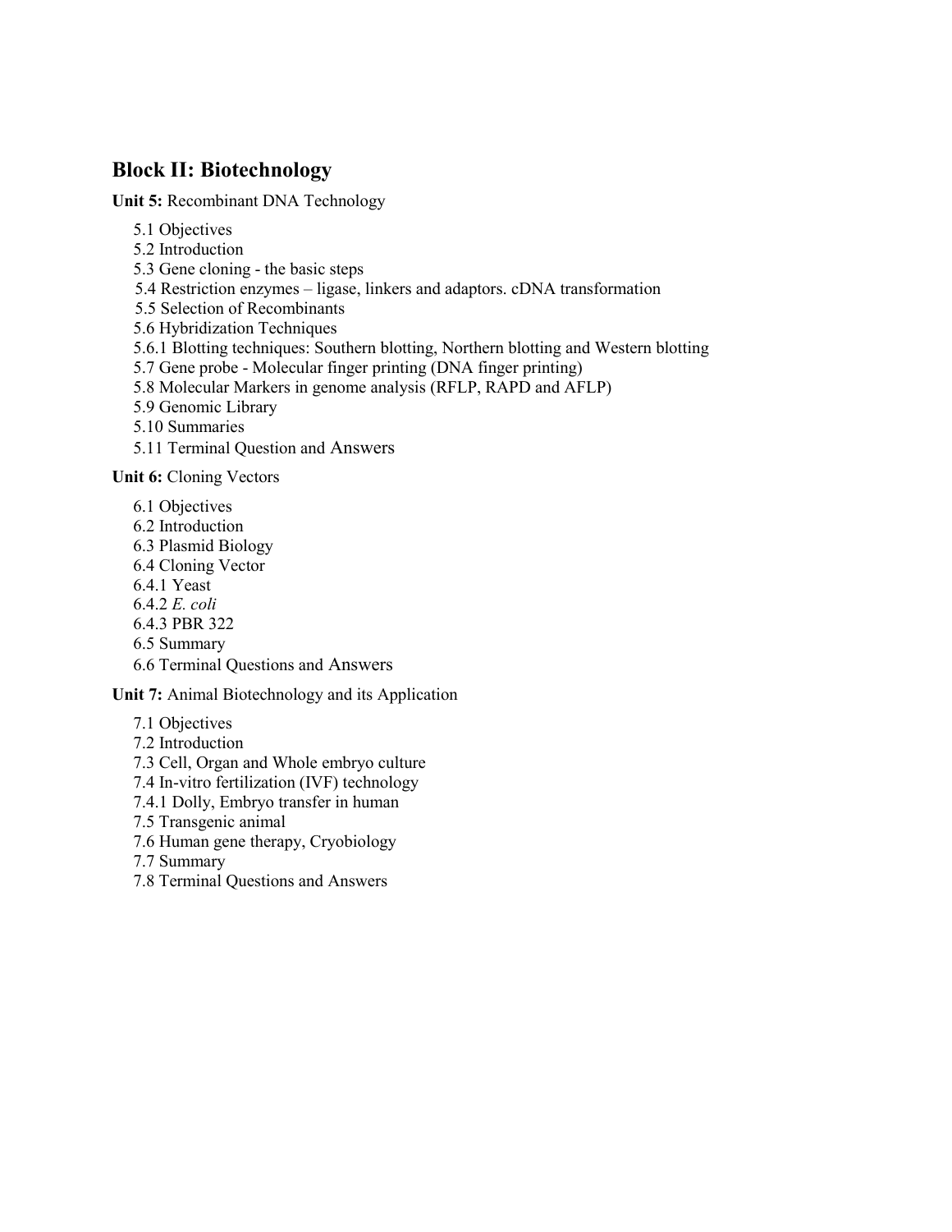## Block II: Biotechnology

**Unit 5:** Recombinant DNA Technology

5.1 Objectives
5.2 Introduction
5.3 Gene cloning - the basic steps
5.4 Restriction enzymes – ligase, linkers and adaptors. cDNA transformation
5.5 Selection of Recombinants
5.6 Hybridization Techniques
5.6.1 Blotting techniques: Southern blotting, Northern blotting and Western blotting
5.7 Gene probe - Molecular finger printing (DNA finger printing)
5.8 Molecular Markers in genome analysis (RFLP, RAPD and AFLP)
5.9 Genomic Library
5.10 Summaries
5.11 Terminal Question and Answers

**Unit 6:** Cloning Vectors

6.1 Objectives
6.2 Introduction
6.3 Plasmid Biology
6.4 Cloning Vector
6.4.1 Yeast
6.4.2 *E. coli*
6.4.3 PBR 322
6.5 Summary
6.6 Terminal Questions and Answers

**Unit 7:** Animal Biotechnology and its Application

7.1 Objectives
7.2 Introduction
7.3 Cell, Organ and Whole embryo culture
7.4 In-vitro fertilization (IVF) technology
7.4.1 Dolly, Embryo transfer in human
7.5 Transgenic animal
7.6 Human gene therapy, Cryobiology
7.7 Summary
7.8 Terminal Questions and Answers